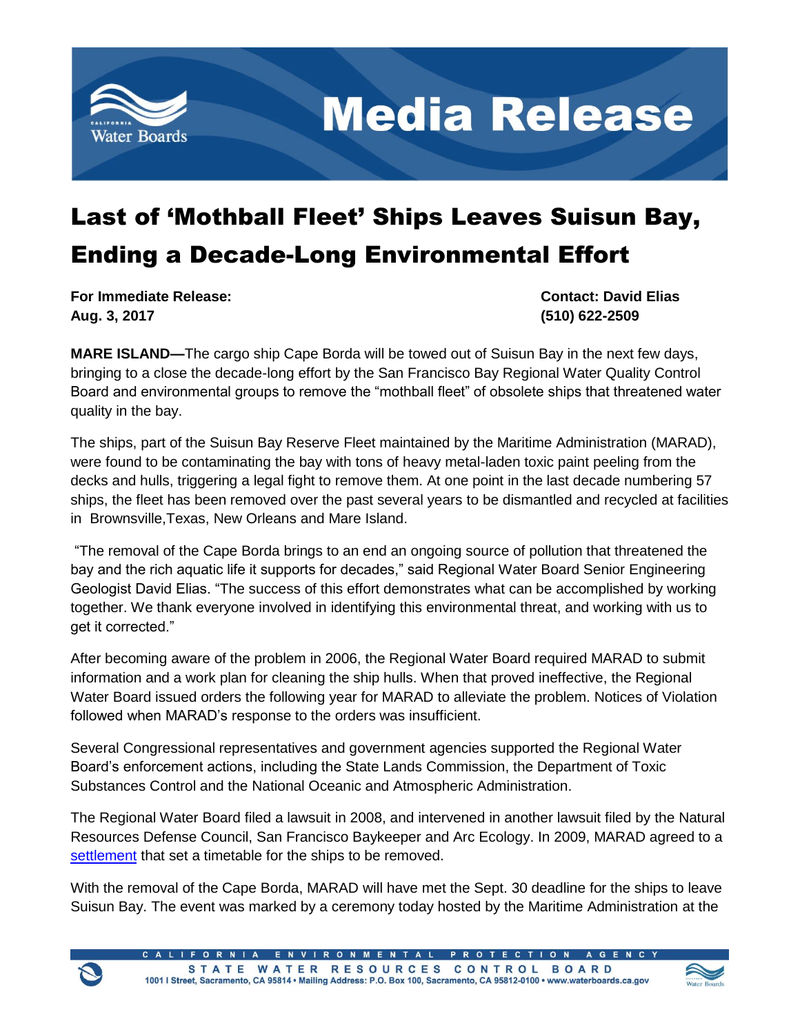# Last of 'Mothball Fleet' Ships Leaves Suisun Bay, Ending a Decade-Long Environmental Effort

**For Immediate Release:**
**Aug. 3, 2017**

**Contact: David Elias**
**(510) 622-2509**

**MARE ISLAND—**The cargo ship Cape Borda will be towed out of Suisun Bay in the next few days, bringing to a close the decade-long effort by the San Francisco Bay Regional Water Quality Control Board and environmental groups to remove the "mothball fleet" of obsolete ships that threatened water quality in the bay.

The ships, part of the Suisun Bay Reserve Fleet maintained by the Maritime Administration (MARAD), were found to be contaminating the bay with tons of heavy metal-laden toxic paint peeling from the decks and hulls, triggering a legal fight to remove them. At one point in the last decade numbering 57 ships, the fleet has been removed over the past several years to be dismantled and recycled at facilities in Brownsville,Texas, New Orleans and Mare Island.

"The removal of the Cape Borda brings to an end an ongoing source of pollution that threatened the bay and the rich aquatic life it supports for decades," said Regional Water Board Senior Engineering Geologist David Elias. "The success of this effort demonstrates what can be accomplished by working together. We thank everyone involved in identifying this environmental threat, and working with us to get it corrected."

After becoming aware of the problem in 2006, the Regional Water Board required MARAD to submit information and a work plan for cleaning the ship hulls. When that proved ineffective, the Regional Water Board issued orders the following year for MARAD to alleviate the problem. Notices of Violation followed when MARAD's response to the orders was insufficient.

Several Congressional representatives and government agencies supported the Regional Water Board's enforcement actions, including the State Lands Commission, the Department of Toxic Substances Control and the National Oceanic and Atmospheric Administration.

The Regional Water Board filed a lawsuit in 2008, and intervened in another lawsuit filed by the Natural Resources Defense Council, San Francisco Baykeeper and Arc Ecology. In 2009, MARAD agreed to a settlement that set a timetable for the ships to be removed.

With the removal of the Cape Borda, MARAD will have met the Sept. 30 deadline for the ships to leave Suisun Bay. The event was marked by a ceremony today hosted by the Maritime Administration at the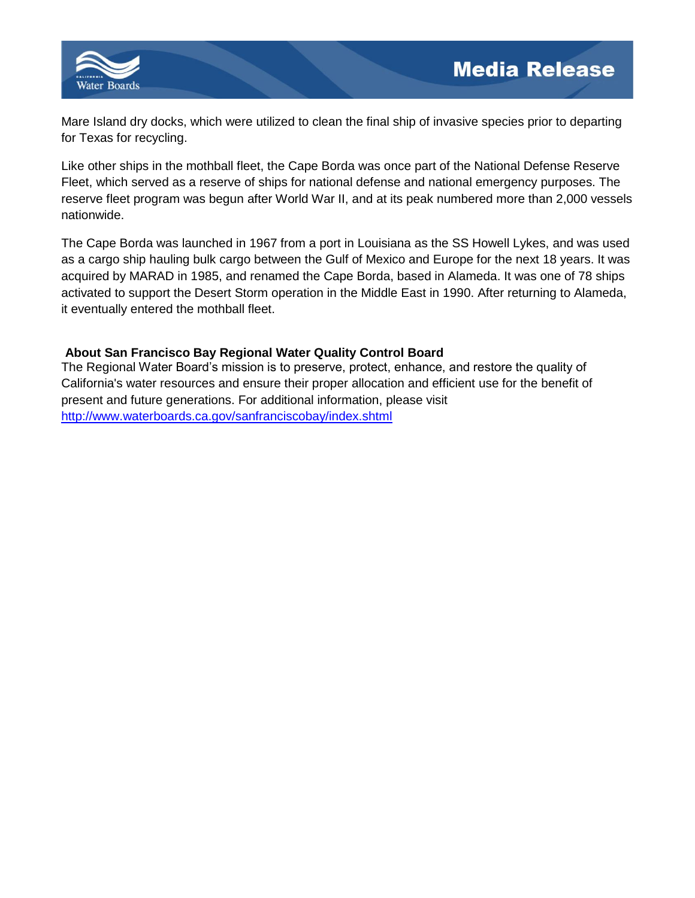Mare Island dry docks, which were utilized to clean the final ship of invasive species prior to departing for Texas for recycling.

Like other ships in the mothball fleet, the Cape Borda was once part of the National Defense Reserve Fleet, which served as a reserve of ships for national defense and national emergency purposes. The reserve fleet program was begun after World War II, and at its peak numbered more than 2,000 vessels nationwide.

The Cape Borda was launched in 1967 from a port in Louisiana as the SS Howell Lykes, and was used as a cargo ship hauling bulk cargo between the Gulf of Mexico and Europe for the next 18 years. It was acquired by MARAD in 1985, and renamed the Cape Borda, based in Alameda. It was one of 78 ships activated to support the Desert Storm operation in the Middle East in 1990. After returning to Alameda, it eventually entered the mothball fleet.

**About San Francisco Bay Regional Water Quality Control Board**

The Regional Water Board's mission is to preserve, protect, enhance, and restore the quality of California's water resources and ensure their proper allocation and efficient use for the benefit of present and future generations. For additional information, please visit [http://www.waterboards.ca.gov/sanfranciscobay/index.shtml](http://www.waterboards.ca.gov/sanfranciscobay/index.shtml)